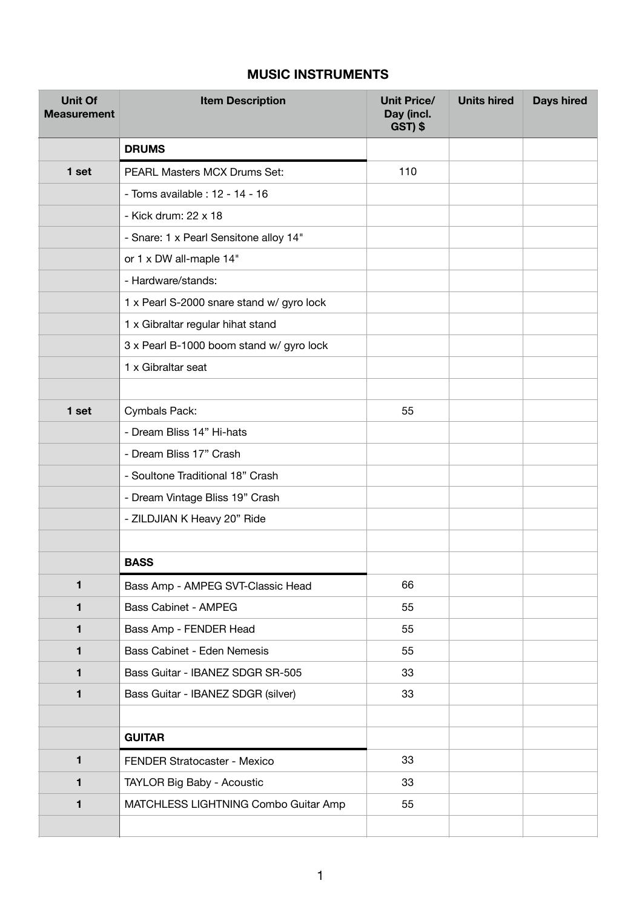# MUSIC INSTRUMENTS

| Unit Of Measurement | Item Description | Unit Price/ Day (incl. GST) $ | Units hired | Days hired |
|---|---|---|---|---|
| | **DRUMS** | | | |
| **1 set** | PEARL Masters MCX Drums Set: | 110 | | |
| | - Toms available : 12 - 14 - 16 | | | |
| | - Kick drum: 22 x 18 | | | |
| | - Snare: 1 x Pearl Sensitone alloy 14" | | | |
| | or 1 x DW all-maple 14" | | | |
| | - Hardware/stands: | | | |
| | 1 x Pearl S-2000 snare stand w/ gyro lock | | | |
| | 1 x Gibraltar regular hihat stand | | | |
| | 3 x Pearl B-1000 boom stand w/ gyro lock | | | |
| | 1 x Gibraltar seat | | | |
| | | | | |
| **1 set** | Cymbals Pack: | 55 | | |
| | - Dream Bliss 14" Hi-hats | | | |
| | - Dream Bliss 17" Crash | | | |
| | - Soultone Traditional 18" Crash | | | |
| | - Dream Vintage Bliss 19" Crash | | | |
| | - ZILDJIAN K Heavy 20" Ride | | | |
| | | | | |
| | **BASS** | | | |
| **1** | Bass Amp - AMPEG SVT-Classic Head | 66 | | |
| **1** | Bass Cabinet - AMPEG | 55 | | |
| **1** | Bass Amp - FENDER Head | 55 | | |
| **1** | Bass Cabinet - Eden Nemesis | 55 | | |
| **1** | Bass Guitar - IBANEZ SDGR SR-505 | 33 | | |
| **1** | Bass Guitar - IBANEZ SDGR (silver) | 33 | | |
| | | | | |
| | **GUITAR** | | | |
| **1** | FENDER Stratocaster - Mexico | 33 | | |
| **1** | TAYLOR Big Baby - Acoustic | 33 | | |
| **1** | MATCHLESS LIGHTNING Combo Guitar Amp | 55 | | |
| | | | | |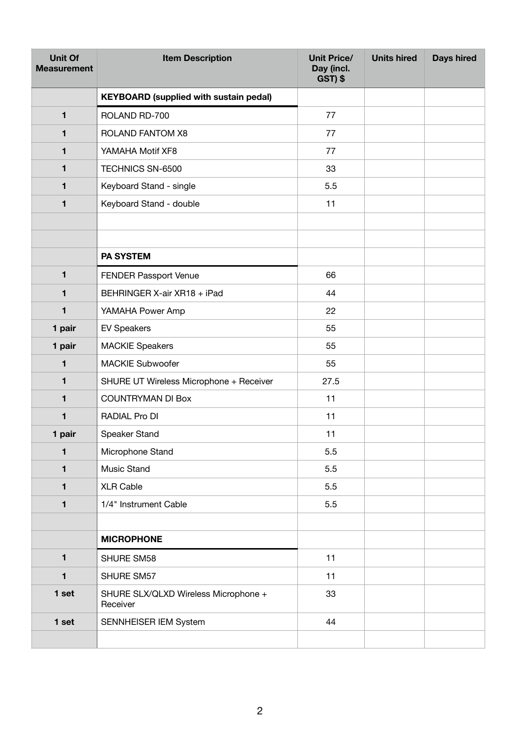| Unit Of Measurement | Item Description | Unit Price/ Day (incl. GST) $ | Units hired | Days hired |
|---|---|---|---|---|
| | **KEYBOARD (supplied with sustain pedal)** | | | |
| **1** | ROLAND RD-700 | 77 | | |
| **1** | ROLAND FANTOM X8 | 77 | | |
| **1** | YAMAHA Motif XF8 | 77 | | |
| **1** | TECHNICS SN-6500 | 33 | | |
| **1** | Keyboard Stand - single | 5.5 | | |
| **1** | Keyboard Stand - double | 11 | | |
| | | | | |
| | | | | |
| | **PA SYSTEM** | | | |
| **1** | FENDER Passport Venue | 66 | | |
| **1** | BEHRINGER X-air XR18 + iPad | 44 | | |
| **1** | YAMAHA Power Amp | 22 | | |
| **1 pair** | EV Speakers | 55 | | |
| **1 pair** | MACKIE Speakers | 55 | | |
| **1** | MACKIE Subwoofer | 55 | | |
| **1** | SHURE UT Wireless Microphone + Receiver | 27.5 | | |
| **1** | COUNTRYMAN DI Box | 11 | | |
| **1** | RADIAL Pro DI | 11 | | |
| **1 pair** | Speaker Stand | 11 | | |
| **1** | Microphone Stand | 5.5 | | |
| **1** | Music Stand | 5.5 | | |
| **1** | XLR Cable | 5.5 | | |
| **1** | 1/4" Instrument Cable | 5.5 | | |
| | | | | |
| | **MICROPHONE** | | | |
| **1** | SHURE SM58 | 11 | | |
| **1** | SHURE SM57 | 11 | | |
| **1 set** | SHURE SLX/QLXD Wireless Microphone + Receiver | 33 | | |
| **1 set** | SENNHEISER IEM System | 44 | | |
| | | | | |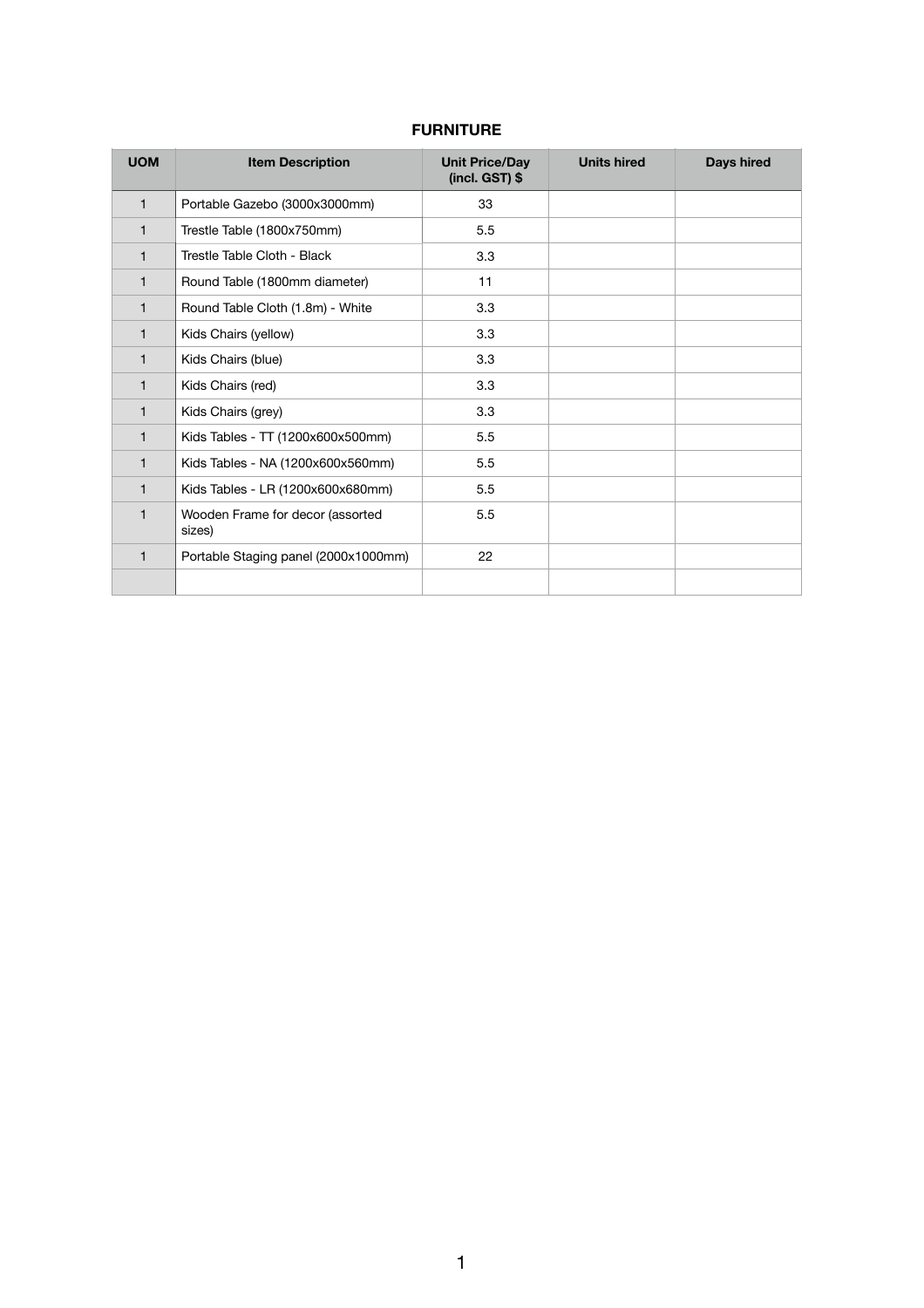## FURNITURE

| UOM | Item Description | Unit Price/Day (incl. GST) $ | Units hired | Days hired |
|---|---|---|---|---|
| 1 | Portable Gazebo (3000x3000mm) | 33 | | |
| 1 | Trestle Table (1800x750mm) | 5.5 | | |
| 1 | Trestle Table Cloth - Black | 3.3 | | |
| 1 | Round Table (1800mm diameter) | 11 | | |
| 1 | Round Table Cloth (1.8m) - White | 3.3 | | |
| 1 | Kids Chairs (yellow) | 3.3 | | |
| 1 | Kids Chairs (blue) | 3.3 | | |
| 1 | Kids Chairs (red) | 3.3 | | |
| 1 | Kids Chairs (grey) | 3.3 | | |
| 1 | Kids Tables - TT (1200x600x500mm) | 5.5 | | |
| 1 | Kids Tables - NA (1200x600x560mm) | 5.5 | | |
| 1 | Kids Tables - LR (1200x600x680mm) | 5.5 | | |
| 1 | Wooden Frame for decor (assorted sizes) | 5.5 | | |
| 1 | Portable Staging panel (2000x1000mm) | 22 | | |
| | | | | |